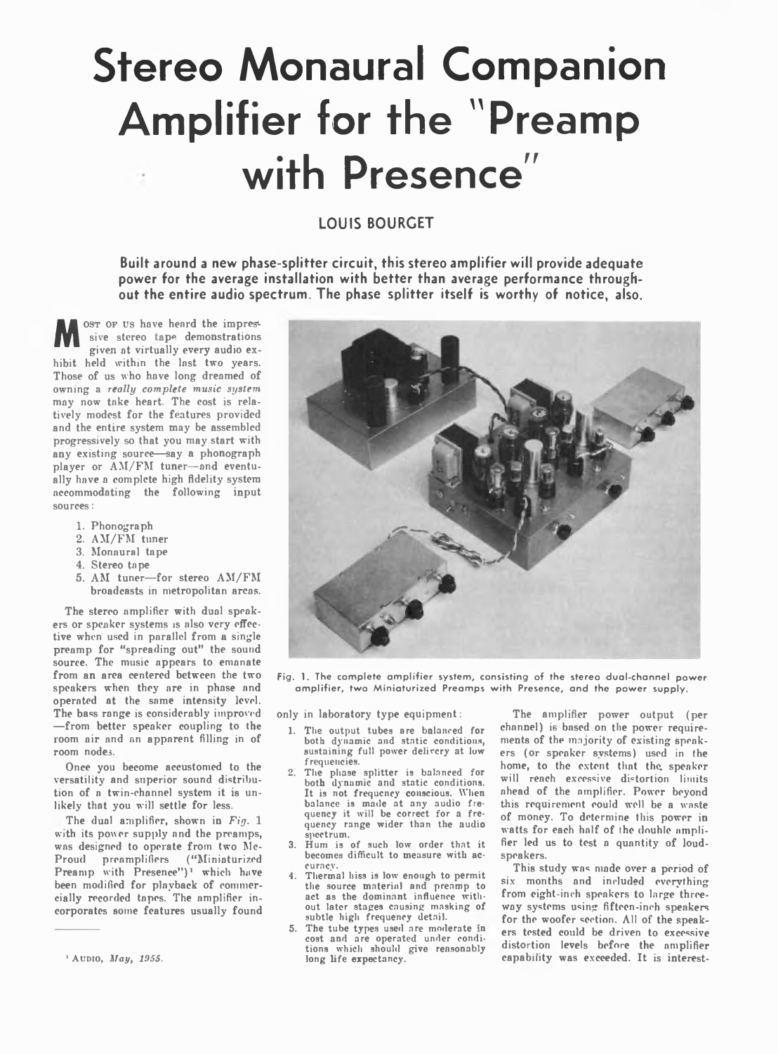# Stereo Monaural Companion Amplifier for the "Preamp with Presence"

LOUIS BOURGET

**Built around a new phase-splitter circuit, this stereo amplifier will provide adequate power for the average installation with better than average performance throughout the entire audio spectrum. The phase splitter itself is worthy of notice, also.**

MOST OF US have heard the impressive stereo tape demonstrations given at virtually every audio exhibit held within the last two years. Those of us who have long dreamed of owning a *really complete music system* may now take heart. The cost is relatively modest for the features provided and the entire system may be assembled progressively so that you may start with any existing source—say a phonograph player or AM/FM tuner—and eventually have a complete high fidelity system accommodating the following input sources:

1. Phonograph
2. AM/FM tuner
3. Monaural tape
4. Stereo tape
5. AM tuner—for stereo AM/FM broadcasts in metropolitan areas.

The stereo amplifier with dual speakers or speaker systems is also very effective when used in parallel from a single preamp for "spreading out" the sound source. The music appears to emanate from an area centered between the two speakers when they are in phase and operated at the same intensity level. The bass range is considerably improved—from better speaker coupling to the room air and an apparent filling in of room nodes.

Once you become accustomed to the versatility and superior sound distribution of a twin-channel system it is unlikely that you will settle for less.

The dual amplifier, shown in *Fig.* 1 with its power supply and the preamps, was designed to operate from two McProud preamplifiers ("Miniaturized Preamp with Presence")[1] which have been modified for playback of commercially recorded tapes. The amplifier incorporates some features usually found only in laboratory type equipment:

1. The output tubes are balanced for both dynamic and static conditions, sustaining full power delivery at low frequencies.
2. The phase splitter is balanced for both dynamic and static conditions. It is not frequency conscious. When balance is made at any audio frequency it will be correct for a frequency range wider than the audio spectrum.
3. Hum is of such low order that it becomes difficult to measure with accuracy.
4. Thermal hiss is low enough to permit the source material and preamp to act as the dominant influence without later stages causing masking of subtle high frequency detail.
5. The tube types used are moderate in cost and are operated under conditions which should give reasonably long life expectancy.

The amplifier power output (per channel) is based on the power requirements of the majority of existing speakers (or speaker systems) used in the home, to the extent that the speaker will reach excessive distortion limits ahead of the amplifier. Power beyond this requirement could well be a waste of money. To determine this power in watts for each half of the double amplifier led us to test a quantity of loudspeakers.

This study was made over a period of six months and included everything from eight-inch speakers to large three-way systems using fifteen-inch speakers for the woofer section. All of the speakers tested could be driven to excessive distortion levels before the amplifier capability was exceeded. It is interest-

Fig. 1. The complete amplifier system, consisting of the stereo dual-channel power amplifier, two Miniaturized Preamps with Presence, and the power supply.

[1] AUDIO, *May, 1955.*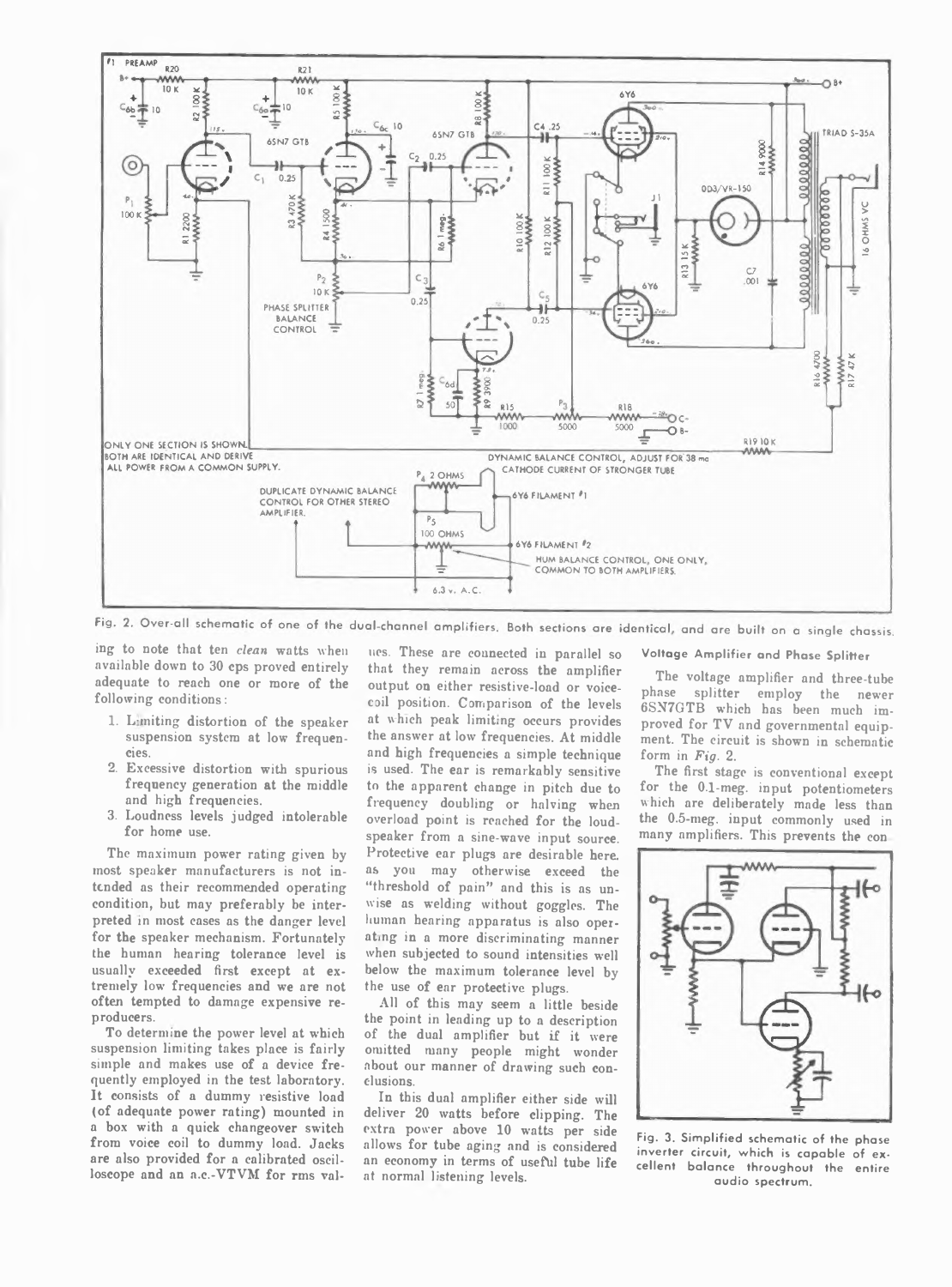Fig. 2. Over-all schematic of one of the dual-channel amplifiers. Both sections are identical, and are built on a single chassis.

ing to note that ten *clean* watts when available down to 30 cps proved entirely adequate to reach one or more of the following conditions:

1. Limiting distortion of the speaker suspension system at low frequencies.
2. Excessive distortion with spurious frequency generation at the middle and high frequencies.
3. Loudness levels judged intolerable for home use.

The maximum power rating given by most speaker manufacturers is not intended as their recommended operating condition, but may preferably be interpreted in most cases as the danger level for the speaker mechanism. Fortunately the human hearing tolerance level is usually exceeded first except at extremely low frequencies and we are not often tempted to damage expensive reproducers.

To determine the power level at which suspension limiting takes place is fairly simple and makes use of a device frequently employed in the test laboratory. It consists of a dummy resistive load (of adequate power rating) mounted in a box with a quick changeover switch from voice coil to dummy load. Jacks are also provided for a calibrated oscilloscope and an a.c.-VTVM for rms values. These are connected in parallel so that they remain across the amplifier output on either resistive-load or voice-coil position. Comparison of the levels at which peak limiting occurs provides the answer at low frequencies. At middle and high frequencies a simple technique is used. The ear is remarkably sensitive to the apparent change in pitch due to frequency doubling or halving when overload point is reached for the loudspeaker from a sine-wave input source. Protective ear plugs are desirable here, as you may otherwise exceed the "threshold of pain" and this is as unwise as welding without goggles. The human hearing apparatus is also operating in a more discriminating manner when subjected to sound intensities well below the maximum tolerance level by the use of ear protective plugs.

All of this may seem a little beside the point in leading up to a description of the dual amplifier but if it were omitted many people might wonder about our manner of drawing such conclusions.

In this dual amplifier either side will deliver 20 watts before clipping. The extra power above 10 watts per side allows for tube aging and is considered an economy in terms of useful tube life at normal listening levels.

### Voltage Amplifier and Phase Splitter

The voltage amplifier and three-tube phase splitter employ the newer 6SN7GTB which has been much improved for TV and governmental equipment. The circuit is shown in schematic form in *Fig.* 2.

The first stage is conventional except for the 0.1-meg. input potentiometers which are deliberately made less than the 0.5-meg. input commonly used in many amplifiers. This prevents the con

Fig. 3. Simplified schematic of the phase inverter circuit, which is capable of excellent balance throughout the entire audio spectrum.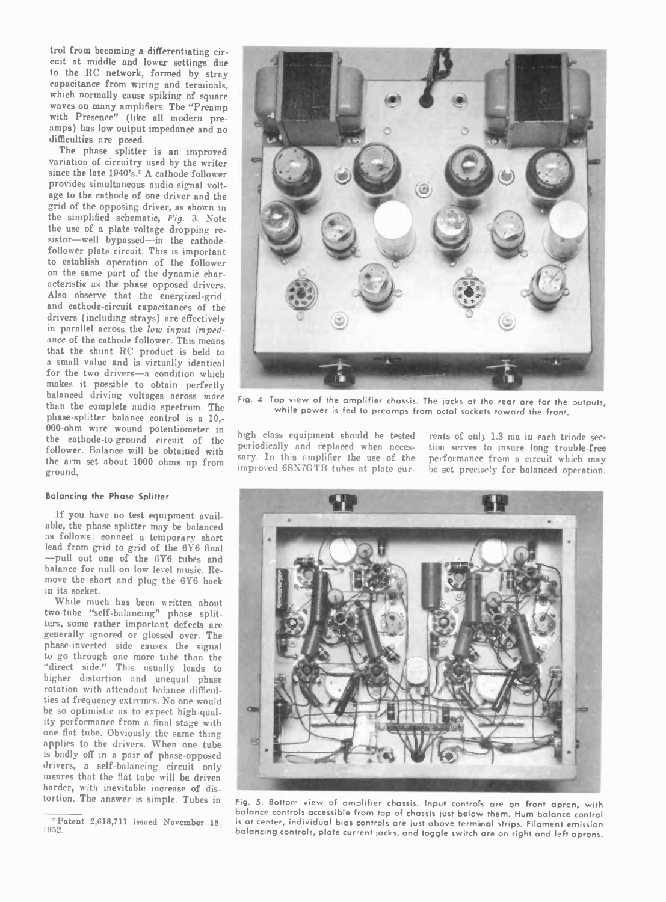trol from becoming a differentiating circuit at middle and lower settings due to the RC network, formed by stray capacitance from wiring and terminals, which normally cause spiking of square waves on many amplifiers. The "Preamp with Presence" (like all modern preamps) has low output impedance and no difficulties are posed.

The phase splitter is an improved variation of circuitry used by the writer since the late 1940's.[2] A cathode follower provides simultaneous audio signal voltage to the cathode of one driver and the grid of the opposing driver, as shown in the simplified schematic, *Fig.* 3. Note the use of a plate-voltage dropping resistor—well bypassed—in the cathode-follower plate circuit. This is important to establish operation of the follower on the same part of the dynamic characteristic as the phase opposed drivers. Also observe that the energized-grid and cathode-circuit capacitances of the drivers (including strays) are effectively in parallel across the *low input impedance* of the cathode follower. This means that the shunt RC product is held to a small value and is virtually identical for the two drivers—a condition which makes it possible to obtain perfectly balanced driving voltages across *more* than the complete audio spectrum. The phase-splitter balance control is a 10,000-ohm wire wound potentiometer in the cathode-to-ground circuit of the follower. Balance will be obtained with the arm set about 1000 ohms up from ground.

#### Balancing the Phase Splitter

If you have no test equipment available, the phase splitter may be balanced as follows: connect a temporary short lead from grid to grid of the 6Y6 final—pull out one of the 6Y6 tubes and balance for null on low level music. Remove the short and plug the 6Y6 back in its socket.

While much has been written about two-tube "self-balancing" phase splitters, some rather important defects are generally ignored or glossed over. The phase-inverted side causes the signal to go through one more tube than the "direct side." This usually leads to higher distortion and unequal phase rotation with attendant balance difficulties at frequency extremes. No one would be so optimistic as to expect high-quality performance from a final stage with one flat tube. Obviously the same thing applies to the drivers. When one tube is badly off in a pair of phase-opposed drivers, a self-balancing circuit only insures that the flat tube will be driven harder, with inevitable increase of distortion. The answer is simple. Tubes in high class equipment should be tested periodically and replaced when necessary. In this amplifier the use of the improved 6SN7GTB tubes at plate currents of only 1.3 ma in each triode section serves to insure long trouble-free performance from a circuit which may be set precisely for balanced operation.

[2] Patent 2,618,711 issued November 18 1952.

Fig. 4. Top view of the amplifier chassis. The jacks at the rear are for the outputs, while power is fed to preamps from octal sockets toward the front.

Fig. 5. Bottom view of amplifier chassis. Input controls are on front apron, with balance controls accessible from top of chassis just below them. Hum balance control is at center, individual bias controls are just above terminal strips. Filament emission balancing controls, plate current jacks, and toggle switch are on right and left aprons.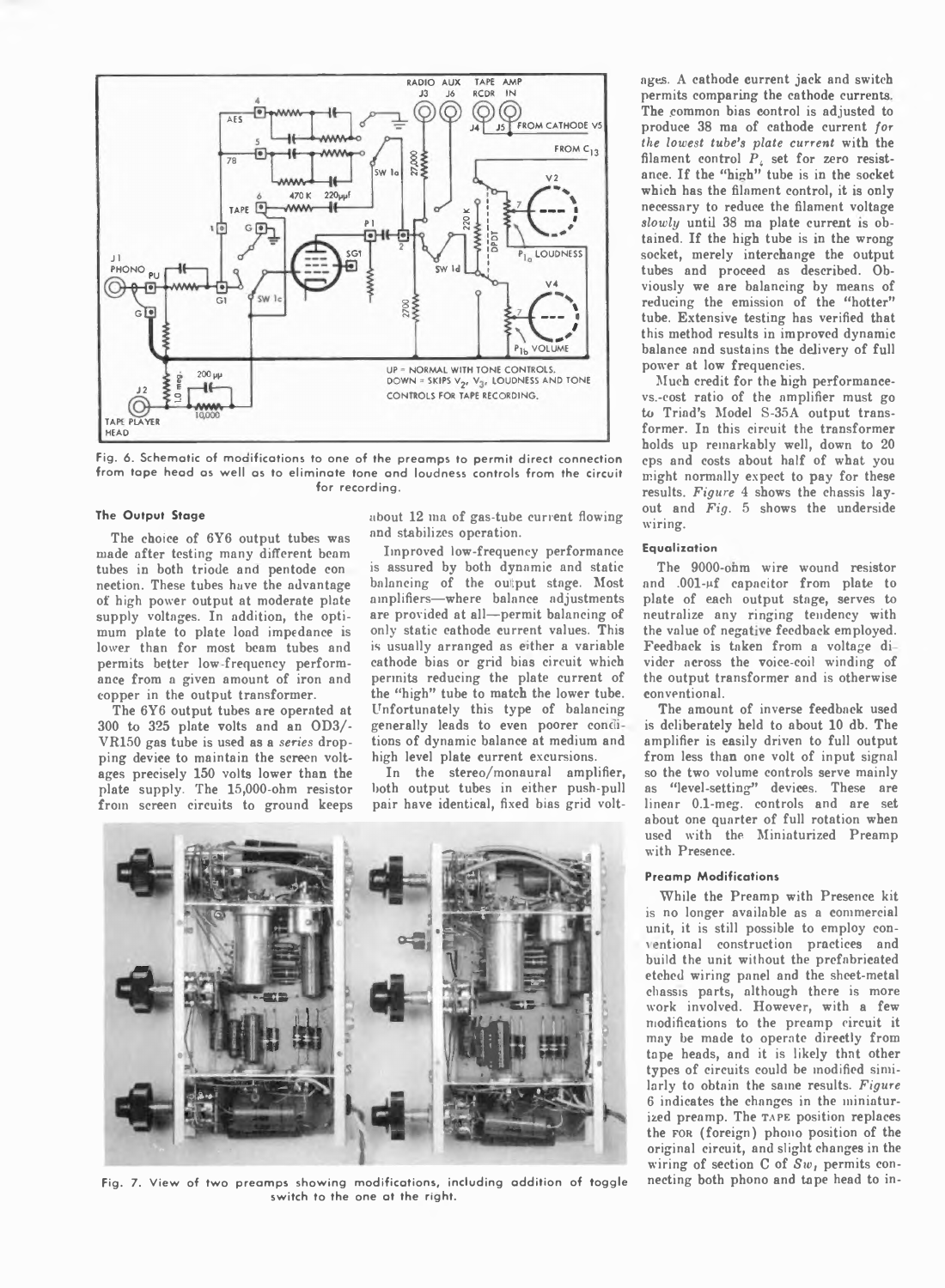Fig. 6. Schematic of modifications to one of the preamps to permit direct connection from tape head as well as to eliminate tone and loudness controls from the circuit for recording.

### The Output Stage

The choice of 6Y6 output tubes was made after testing many different beam tubes in both triode and pentode connection. These tubes have the advantage of high power output at moderate plate supply voltages. In addition, the optimum plate to plate load impedance is lower than for most beam tubes and permits better low-frequency performance from a given amount of iron and copper in the output transformer.

The 6Y6 output tubes are operated at 300 to 325 plate volts and an OD3/-VR150 gas tube is used as a *series* dropping device to maintain the screen voltages precisely 150 volts lower than the plate supply. The 15,000-ohm resistor from screen circuits to ground keeps about 12 ma of gas-tube current flowing and stabilizes operation.

Improved low-frequency performance is assured by both dynamic and static balancing of the output stage. Most amplifiers—where balance adjustments are provided at all—permit balancing of only static cathode current values. This is usually arranged as either a variable cathode bias or grid bias circuit which permits reducing the plate current of the "high" tube to match the lower tube. Unfortunately this type of balancing generally leads to even poorer conditions of dynamic balance at medium and high level plate current excursions.

In the stereo/monaural amplifier, both output tubes in either push-pull pair have identical, fixed bias grid voltages. A cathode current jack and switch permits comparing the cathode currents. The common bias control is adjusted to produce 38 ma of cathode current *for the lowest tube's plate current* with the filament control $P_4$ set for zero resistance. If the "high" tube is in the socket which has the filament control, it is only necessary to reduce the filament voltage *slowly* until 38 ma plate current is obtained. If the high tube is in the wrong socket, merely interchange the output tubes and proceed as described. Obviously we are balancing by means of reducing the emission of the "hotter" tube. Extensive testing has verified that this method results in improved dynamic balance and sustains the delivery of full power at low frequencies.

Much credit for the high performance-vs.-cost ratio of the amplifier must go to Triad's Model S-35A output transformer. In this circuit the transformer holds up remarkably well, down to 20 cps and costs about half of what you might normally expect to pay for these results. *Figure* 4 shows the chassis layout and *Fig.* 5 shows the underside wiring.

### Equalization

The 9000-ohm wire wound resistor and .001-μf capacitor from plate to plate of each output stage, serves to neutralize any ringing tendency with the value of negative feedback employed. Feedback is taken from a voltage divider across the voice-coil winding of the output transformer and is otherwise conventional.

The amount of inverse feedback used is deliberately held to about 10 db. The amplifier is easily driven to full output from less than one volt of input signal so the two volume controls serve mainly as "level-setting" devices. These are linear 0.1-meg. controls and are set about one quarter of full rotation when used with the Miniaturized Preamp with Presence.

### Preamp Modifications

While the Preamp with Presence kit is no longer available as a commercial unit, it is still possible to employ conventional construction practices and build the unit without the prefabricated etched wiring panel and the sheet-metal chassis parts, although there is more work involved. However, with a few modifications to the preamp circuit it may be made to operate directly from tape heads, and it is likely that other types of circuits could be modified similarly to obtain the same results. *Figure* 6 indicates the changes in the miniaturized preamp. The TAPE position replaces the FOR (foreign) phono position of the original circuit, and slight changes in the wiring of section C of *Sw*, permits connecting both phono and tape head to in-

Fig. 7. View of two preamps showing modifications, including addition of toggle switch to the one at the right.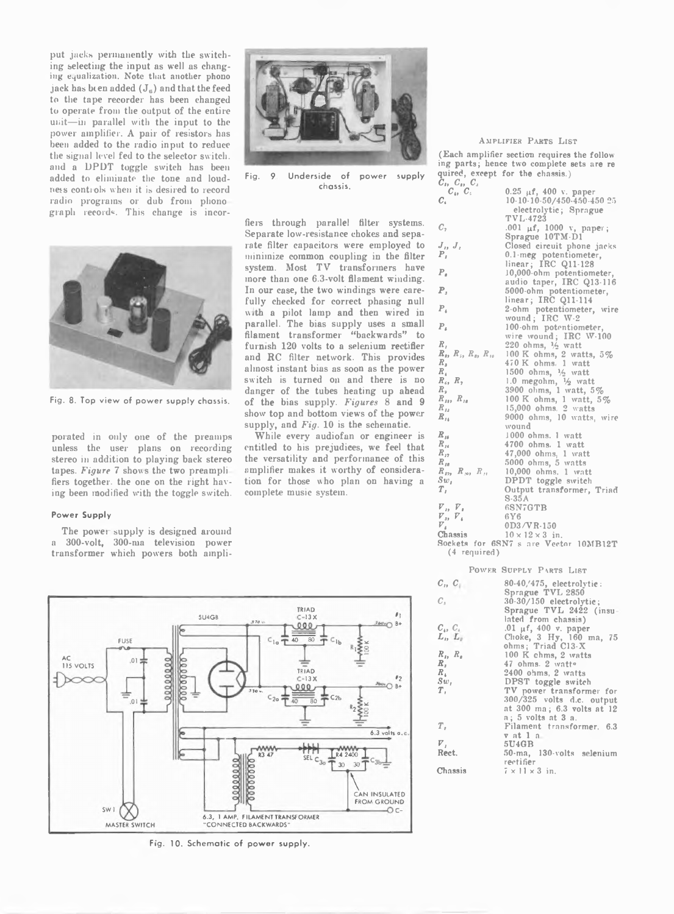put jacks permanently with the switching selecting the input as well as changing equalization. Note that another phono jack has been added ($J_6$) and that the feed to the tape recorder has been changed to operate from the output of the entire unit—in parallel with the input to the power amplifier. A pair of resistors has been added to the radio input to reduce the signal level fed to the selector switch. and a DPDT toggle switch has been added to eliminate the tone and loudness controls when it is desired to record radio programs or dub from phonograph records. This change is incorporated in only one of the preamps unless the user plans on recording stereo in addition to playing back stereo tapes. *Figure* 7 shows the two preamplifiers together. the one on the right having been modified with the toggle switch.

Fig. 8. Top view of power supply chassis.

### Power Supply

The power supply is designed around a 300-volt, 300-ma television power transformer which powers both amplifiers through parallel filter systems. Separate low-resistance chokes and separate filter capacitors were employed to minimize common coupling in the filter system. Most TV transformers have more than one 6.3-volt filament winding. In our case, the two windings were carefully checked for correct phasing null with a pilot lamp and then wired in parallel. The bias supply uses a small filament transformer "backwards" to furnish 120 volts to a selenium rectifier and RC filter network. This provides almost instant bias as soon as the power switch is turned on and there is no danger of the tubes heating up ahead of the bias supply. *Figures* 8 and 9 show top and bottom views of the power supply, and *Fig.* 10 is the schematic.

Fig. 9 Underside of power supply chassis.

While every audiofan or engineer is entitled to his prejudices, we feel that the versatility and performance of this amplifier makes it worthy of consideration for those who plan on having a complete music system.

Fig. 10. Schematic of power supply.

AMPLIFIER PARTS LIST

(Each amplifier section requires the following parts; hence two complete sets are required, except for the chassis.)

| | |
|---|---|
| $C_1$, $C_2$, $C_3$, $C_4$, $C_5$ | 0.25 µf, 400 v. paper |
| $C_6$ | 10-10-10-50/450-450-450-25 electrolytic; Sprague TVL-4723 |
| $C_7$ | .001 µf, 1000 v, paper; Sprague 10TM-D1 |
| $J_1$, $J_2$ | Closed circuit phone jacks |
| $P_1$ | 0.1-meg potentiometer, linear; IRC Q11-128 |
| $P_2$ | 10,000-ohm potentiometer, audio taper, IRC Q13-116 |
| $P_3$ | 5000-ohm potentiometer, linear; IRC Q11-114 |
| $P_4$ | 2-ohm potentiometer, wire wound; IRC W-2 |
| $P_5$ | 100-ohm potentiometer, wire wound; IRC W-100 |
| $R_1$ | 220 ohms, ½ watt |
| $R_2$, $R_3$, $R_8$, $R_{10}$ | 100 K ohms, 2 watts, 5% |
| $R_3$ | 470 K ohms. 1 watt |
| $R_4$ | 1500 ohms, ½ watt |
| $R_6$, $R_7$ | 1.0 megohm, ½ watt |
| $R_9$ | 3900 ohms, 1 watt, 5% |
| $R_{11}$, $R_{12}$ | 100 K ohms, 1 watt, 5% |
| $R_{13}$ | 15,000 ohms. 2 watts |
| $R_{14}$ | 9000 ohms, 10 watts, wire wound |
| $R_{15}$ | 1000 ohms. 1 watt |
| $R_{16}$ | 4700 ohms. 1 watt |
| $R_{17}$ | 47,000 ohms, 1 watt |
| $R_{18}$ | 5000 ohms, 5 watts |
| $R_{19}$, $R_{20}$, $R_{21}$ | 10,000 ohms. 1 watt |
| $Sw_1$ | DPDT toggle switch |
| $T_1$ | Output transformer, Triad S-35A |
| $V_1$, $V_2$ | 6SN7GTB |
| $V_3$, $V_4$ | 6Y6 |
| $V_5$ | 0D3/VR-150 |
| Chassis | 10 × 12 × 3 in. |

Sockets for 6SN7's are Vector 10MB12T (4 required)

POWER SUPPLY PARTS LIST

| | |
|---|---|
| $C_1$, $C_2$ | 80-40/475, electrolytic; Sprague TVL 2850 |
| $C_3$ | 30-30/150 electrolytic; Sprague TVL 2422 (insulated from chassis) |
| $C_4$, $C_5$ | .01 µf, 400 v. paper |
| $L_1$, $L_2$ | Choke, 3 Hy, 160 ma, 75 ohms; Triad C13-X |
| $R_1$, $R_2$ | 100 K ohms, 2 watts |
| $R_3$ | 47 ohms. 2 watts |
| $R_4$ | 2400 ohms, 2 watts |
| $Sw_1$ | DPST toggle switch |
| $T_1$ | TV power transformer for 300/325 volts d.c. output at 300 ma; 6.3 volts at 12 a; 5 volts at 3 a. |
| $T_2$ | Filament transformer. 6.3 v at 1 a. |
| $V_1$ | 5U4GB |
| Rect. | 50-ma, 130-volts selenium rectifier |
| Chassis | 7 × 11 × 3 in. |